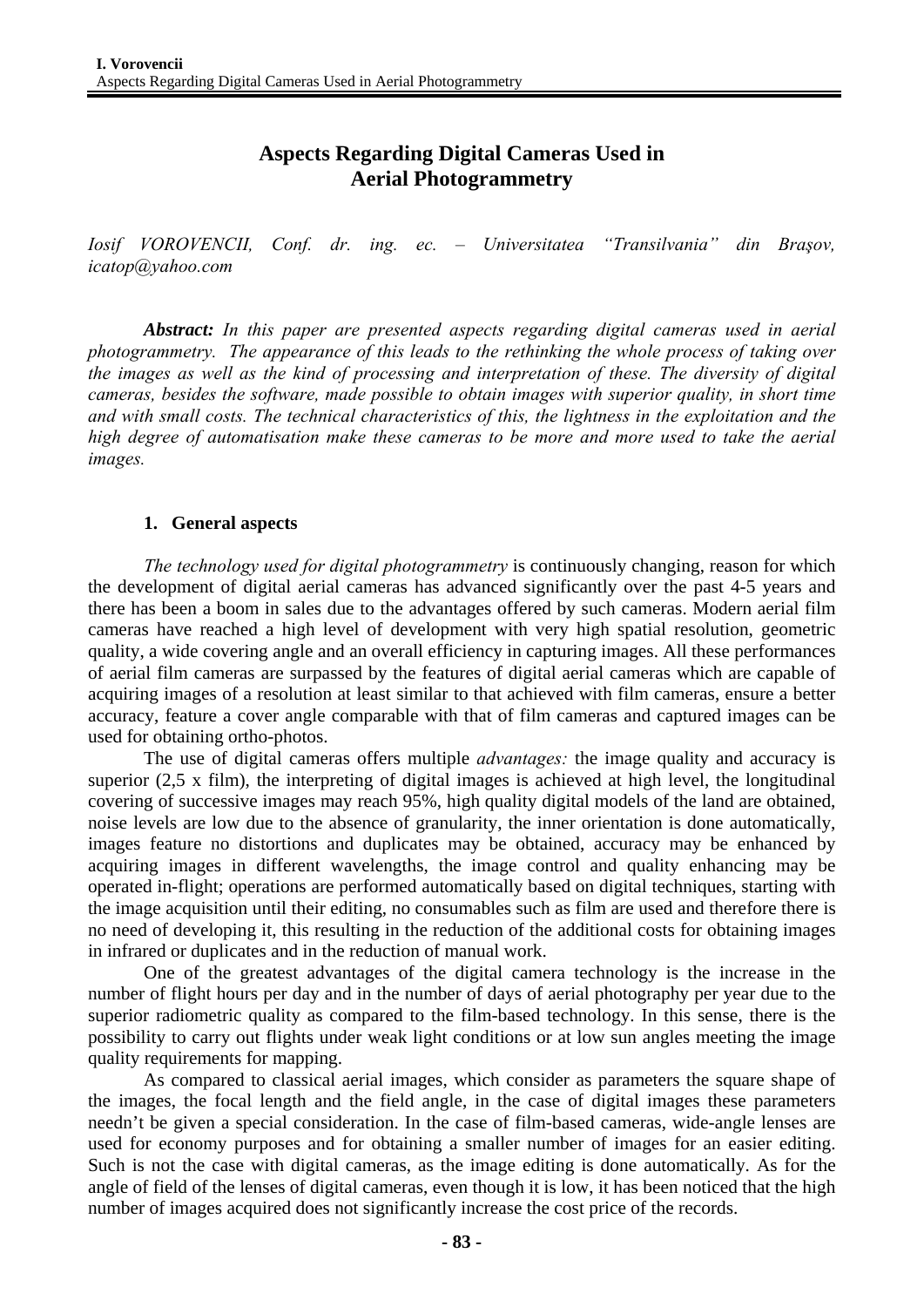# Aspects Regarding Digital Cameras Used in Aerial Photogrammetry

*Iosif VOROVENCII, Conf. dr. ing. ec. – Universitatea "Transilvania" din Braşov, icatop@yahoo.com*

***Abstract:*** *In this paper are presented aspects regarding digital cameras used in aerial photogrammetry. The appearance of this leads to the rethinking the whole process of taking over the images as well as the kind of processing and interpretation of these. The diversity of digital cameras, besides the software, made possible to obtain images with superior quality, in short time and with small costs. The technical characteristics of this, the lightness in the exploitation and the high degree of automatisation make these cameras to be more and more used to take the aerial images.*

## 1. General aspects

*The technology used for digital photogrammetry* is continuously changing, reason for which the development of digital aerial cameras has advanced significantly over the past 4-5 years and there has been a boom in sales due to the advantages offered by such cameras. Modern aerial film cameras have reached a high level of development with very high spatial resolution, geometric quality, a wide covering angle and an overall efficiency in capturing images. All these performances of aerial film cameras are surpassed by the features of digital aerial cameras which are capable of acquiring images of a resolution at least similar to that achieved with film cameras, ensure a better accuracy, feature a cover angle comparable with that of film cameras and captured images can be used for obtaining ortho-photos.

The use of digital cameras offers multiple *advantages:* the image quality and accuracy is superior (2,5 x film), the interpreting of digital images is achieved at high level, the longitudinal covering of successive images may reach 95%, high quality digital models of the land are obtained, noise levels are low due to the absence of granularity, the inner orientation is done automatically, images feature no distortions and duplicates may be obtained, accuracy may be enhanced by acquiring images in different wavelengths, the image control and quality enhancing may be operated in-flight; operations are performed automatically based on digital techniques, starting with the image acquisition until their editing, no consumables such as film are used and therefore there is no need of developing it, this resulting in the reduction of the additional costs for obtaining images in infrared or duplicates and in the reduction of manual work.

One of the greatest advantages of the digital camera technology is the increase in the number of flight hours per day and in the number of days of aerial photography per year due to the superior radiometric quality as compared to the film-based technology. In this sense, there is the possibility to carry out flights under weak light conditions or at low sun angles meeting the image quality requirements for mapping.

As compared to classical aerial images, which consider as parameters the square shape of the images, the focal length and the field angle, in the case of digital images these parameters needn't be given a special consideration. In the case of film-based cameras, wide-angle lenses are used for economy purposes and for obtaining a smaller number of images for an easier editing. Such is not the case with digital cameras, as the image editing is done automatically. As for the angle of field of the lenses of digital cameras, even though it is low, it has been noticed that the high number of images acquired does not significantly increase the cost price of the records.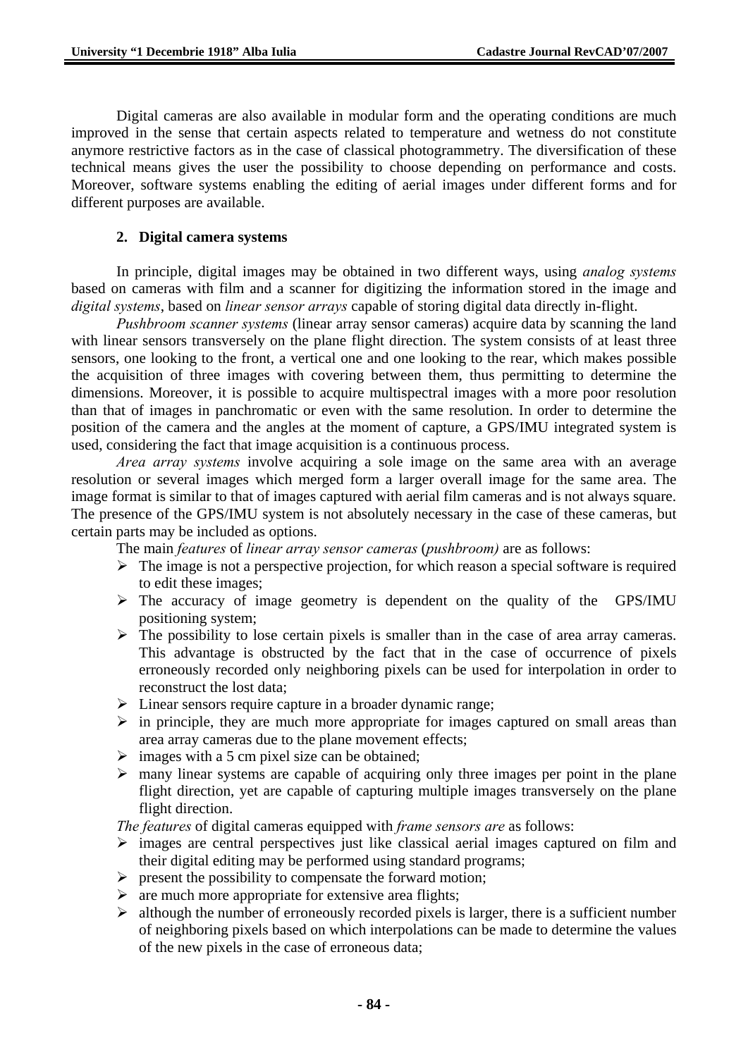Digital cameras are also available in modular form and the operating conditions are much improved in the sense that certain aspects related to temperature and wetness do not constitute anymore restrictive factors as in the case of classical photogrammetry. The diversification of these technical means gives the user the possibility to choose depending on performance and costs. Moreover, software systems enabling the editing of aerial images under different forms and for different purposes are available.

## 2. Digital camera systems

In principle, digital images may be obtained in two different ways, using *analog systems* based on cameras with film and a scanner for digitizing the information stored in the image and *digital systems*, based on *linear sensor arrays* capable of storing digital data directly in-flight.

*Pushbroom scanner systems* (linear array sensor cameras) acquire data by scanning the land with linear sensors transversely on the plane flight direction. The system consists of at least three sensors, one looking to the front, a vertical one and one looking to the rear, which makes possible the acquisition of three images with covering between them, thus permitting to determine the dimensions. Moreover, it is possible to acquire multispectral images with a more poor resolution than that of images in panchromatic or even with the same resolution. In order to determine the position of the camera and the angles at the moment of capture, a GPS/IMU integrated system is used, considering the fact that image acquisition is a continuous process.

*Area array systems* involve acquiring a sole image on the same area with an average resolution or several images which merged form a larger overall image for the same area. The image format is similar to that of images captured with aerial film cameras and is not always square. The presence of the GPS/IMU system is not absolutely necessary in the case of these cameras, but certain parts may be included as options.

The main *features* of *linear array sensor cameras* (*pushbroom)* are as follows:

- The image is not a perspective projection, for which reason a special software is required to edit these images;
- The accuracy of image geometry is dependent on the quality of the GPS/IMU positioning system;
- The possibility to lose certain pixels is smaller than in the case of area array cameras. This advantage is obstructed by the fact that in the case of occurrence of pixels erroneously recorded only neighboring pixels can be used for interpolation in order to reconstruct the lost data;
- Linear sensors require capture in a broader dynamic range;
- in principle, they are much more appropriate for images captured on small areas than area array cameras due to the plane movement effects;
- images with a 5 cm pixel size can be obtained;
- many linear systems are capable of acquiring only three images per point in the plane flight direction, yet are capable of capturing multiple images transversely on the plane flight direction.

*The features* of digital cameras equipped with *frame sensors are* as follows:

- images are central perspectives just like classical aerial images captured on film and their digital editing may be performed using standard programs;
- present the possibility to compensate the forward motion;
- are much more appropriate for extensive area flights;
- although the number of erroneously recorded pixels is larger, there is a sufficient number of neighboring pixels based on which interpolations can be made to determine the values of the new pixels in the case of erroneous data;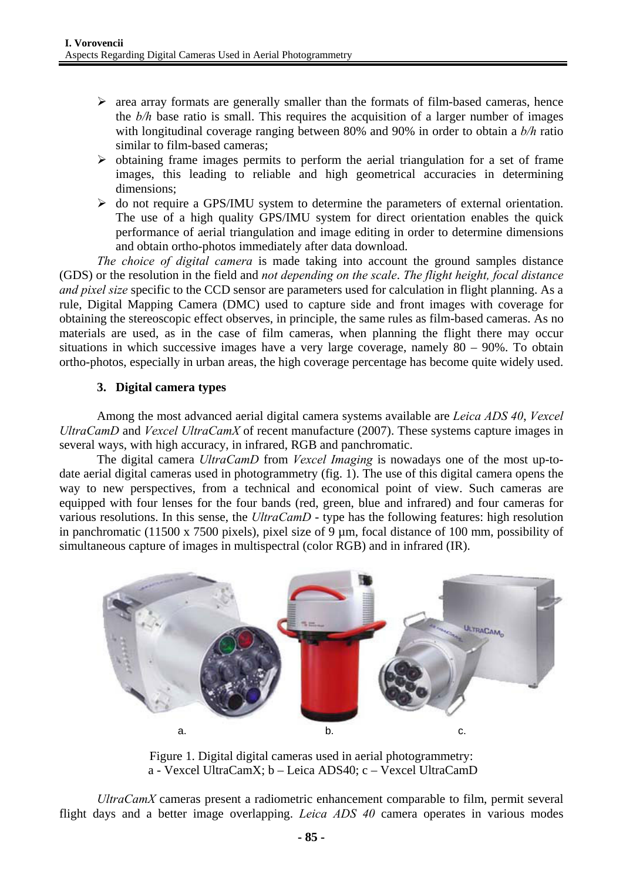- area array formats are generally smaller than the formats of film-based cameras, hence the *b/h* base ratio is small. This requires the acquisition of a larger number of images with longitudinal coverage ranging between 80% and 90% in order to obtain a *b/h* ratio similar to film-based cameras;
- obtaining frame images permits to perform the aerial triangulation for a set of frame images, this leading to reliable and high geometrical accuracies in determining dimensions;
- do not require a GPS/IMU system to determine the parameters of external orientation. The use of a high quality GPS/IMU system for direct orientation enables the quick performance of aerial triangulation and image editing in order to determine dimensions and obtain ortho-photos immediately after data download.

*The choice of digital camera* is made taking into account the ground samples distance (GDS) or the resolution in the field and *not depending on the scale*. *The flight height, focal distance and pixel size* specific to the CCD sensor are parameters used for calculation in flight planning. As a rule, Digital Mapping Camera (DMC) used to capture side and front images with coverage for obtaining the stereoscopic effect observes, in principle, the same rules as film-based cameras. As no materials are used, as in the case of film cameras, when planning the flight there may occur situations in which successive images have a very large coverage, namely 80 – 90%. To obtain ortho-photos, especially in urban areas, the high coverage percentage has become quite widely used.

## 3. Digital camera types

Among the most advanced aerial digital camera systems available are *Leica ADS 40*, *Vexcel UltraCamD* and *Vexcel UltraCamX* of recent manufacture (2007). These systems capture images in several ways, with high accuracy, in infrared, RGB and panchromatic.

The digital camera *UltraCamD* from *Vexcel Imaging* is nowadays one of the most up-to-date aerial digital cameras used in photogrammetry (fig. 1). The use of this digital camera opens the way to new perspectives, from a technical and economical point of view. Such cameras are equipped with four lenses for the four bands (red, green, blue and infrared) and four cameras for various resolutions. In this sense, the *UltraCamD* - type has the following features: high resolution in panchromatic (11500 x 7500 pixels), pixel size of 9 µm, focal distance of 100 mm, possibility of simultaneous capture of images in multispectral (color RGB) and in infrared (IR).

a. b. c.

Figure 1. Digital digital cameras used in aerial photogrammetry:
a - Vexcel UltraCamX; b – Leica ADS40; c – Vexcel UltraCamD

*UltraCamX* cameras present a radiometric enhancement comparable to film, permit several flight days and a better image overlapping. *Leica ADS 40* camera operates in various modes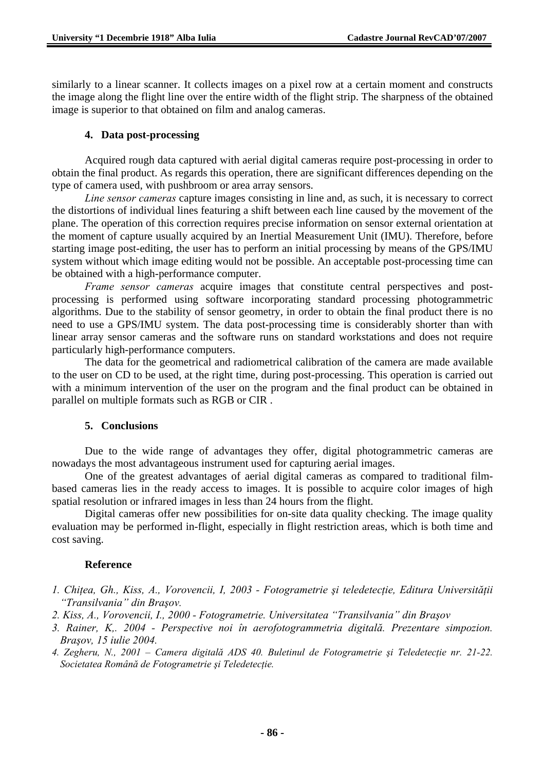similarly to a linear scanner. It collects images on a pixel row at a certain moment and constructs the image along the flight line over the entire width of the flight strip. The sharpness of the obtained image is superior to that obtained on film and analog cameras.

## 4. Data post-processing

Acquired rough data captured with aerial digital cameras require post-processing in order to obtain the final product. As regards this operation, there are significant differences depending on the type of camera used, with pushbroom or area array sensors.

*Line sensor cameras* capture images consisting in line and, as such, it is necessary to correct the distortions of individual lines featuring a shift between each line caused by the movement of the plane. The operation of this correction requires precise information on sensor external orientation at the moment of capture usually acquired by an Inertial Measurement Unit (IMU). Therefore, before starting image post-editing, the user has to perform an initial processing by means of the GPS/IMU system without which image editing would not be possible. An acceptable post-processing time can be obtained with a high-performance computer.

*Frame sensor cameras* acquire images that constitute central perspectives and post-processing is performed using software incorporating standard processing photogrammetric algorithms. Due to the stability of sensor geometry, in order to obtain the final product there is no need to use a GPS/IMU system. The data post-processing time is considerably shorter than with linear array sensor cameras and the software runs on standard workstations and does not require particularly high-performance computers.

The data for the geometrical and radiometrical calibration of the camera are made available to the user on CD to be used, at the right time, during post-processing. This operation is carried out with a minimum intervention of the user on the program and the final product can be obtained in parallel on multiple formats such as RGB or CIR .

## 5. Conclusions

Due to the wide range of advantages they offer, digital photogrammetric cameras are nowadays the most advantageous instrument used for capturing aerial images.

One of the greatest advantages of aerial digital cameras as compared to traditional film-based cameras lies in the ready access to images. It is possible to acquire color images of high spatial resolution or infrared images in less than 24 hours from the flight.

Digital cameras offer new possibilities for on-site data quality checking. The image quality evaluation may be performed in-flight, especially in flight restriction areas, which is both time and cost saving.

## Reference

1. *Chițea, Gh., Kiss, A., Vorovencii, I, 2003 - Fotogrametrie şi teledetecție, Editura Universității "Transilvania" din Braşov.*
2. *Kiss, A., Vorovencii, I., 2000 - Fotogrametrie. Universitatea "Transilvania" din Braşov*
3. *Rainer, K,. 2004 - Perspective noi în aerofotogrammetria digitală. Prezentare simpozion. Braşov, 15 iulie 2004.*
4. *Zegheru, N., 2001 – Camera digitală ADS 40. Buletinul de Fotogrametrie şi Teledetecție nr. 21-22. Societatea Română de Fotogrametrie şi Teledetecție.*